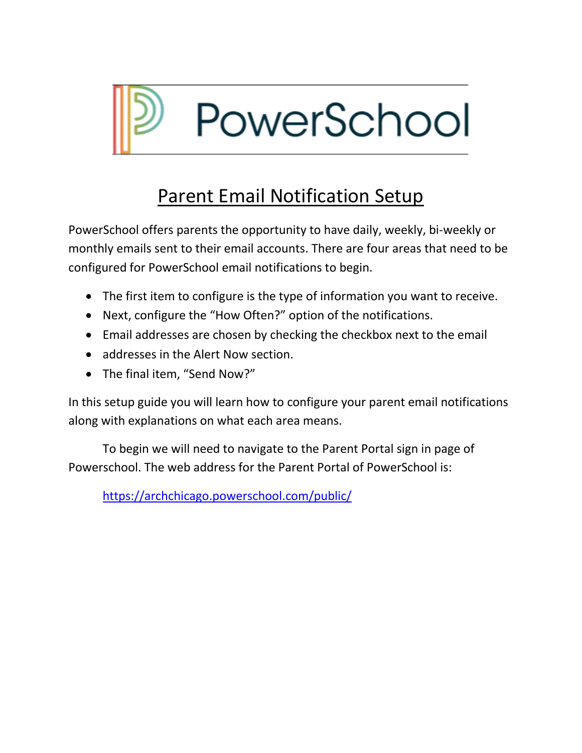PowerSchool

# Parent Email Notification Setup

PowerSchool offers parents the opportunity to have daily, weekly, bi-weekly or monthly emails sent to their email accounts. There are four areas that need to be configured for PowerSchool email notifications to begin.

- The first item to configure is the type of information you want to receive.
- Next, configure the "How Often?" option of the notifications.
- Email addresses are chosen by checking the checkbox next to the email
- addresses in the Alert Now section.
- The final item, "Send Now?"

In this setup guide you will learn how to configure your parent email notifications along with explanations on what each area means.

To begin we will need to navigate to the Parent Portal sign in page of Powerschool. The web address for the Parent Portal of PowerSchool is:

https://archchicago.powerschool.com/public/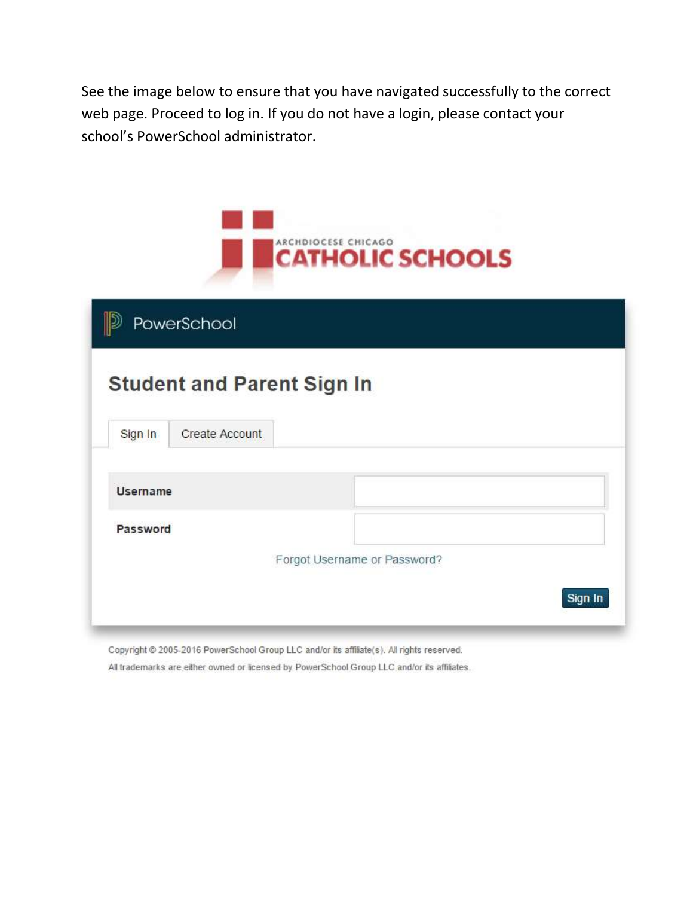See the image below to ensure that you have navigated successfully to the correct web page. Proceed to log in. If you do not have a login, please contact your school's PowerSchool administrator.

ARCHDIOCESE CHICAGO
CATHOLIC SCHOOLS

PowerSchool

## Student and Parent Sign In

Sign In | Create Account

| Username | |
|---|---|
| Password | |

Forgot Username or Password?

Sign In

Copyright © 2005-2016 PowerSchool Group LLC and/or its affiliate(s). All rights reserved.
All trademarks are either owned or licensed by PowerSchool Group LLC and/or its affiliates.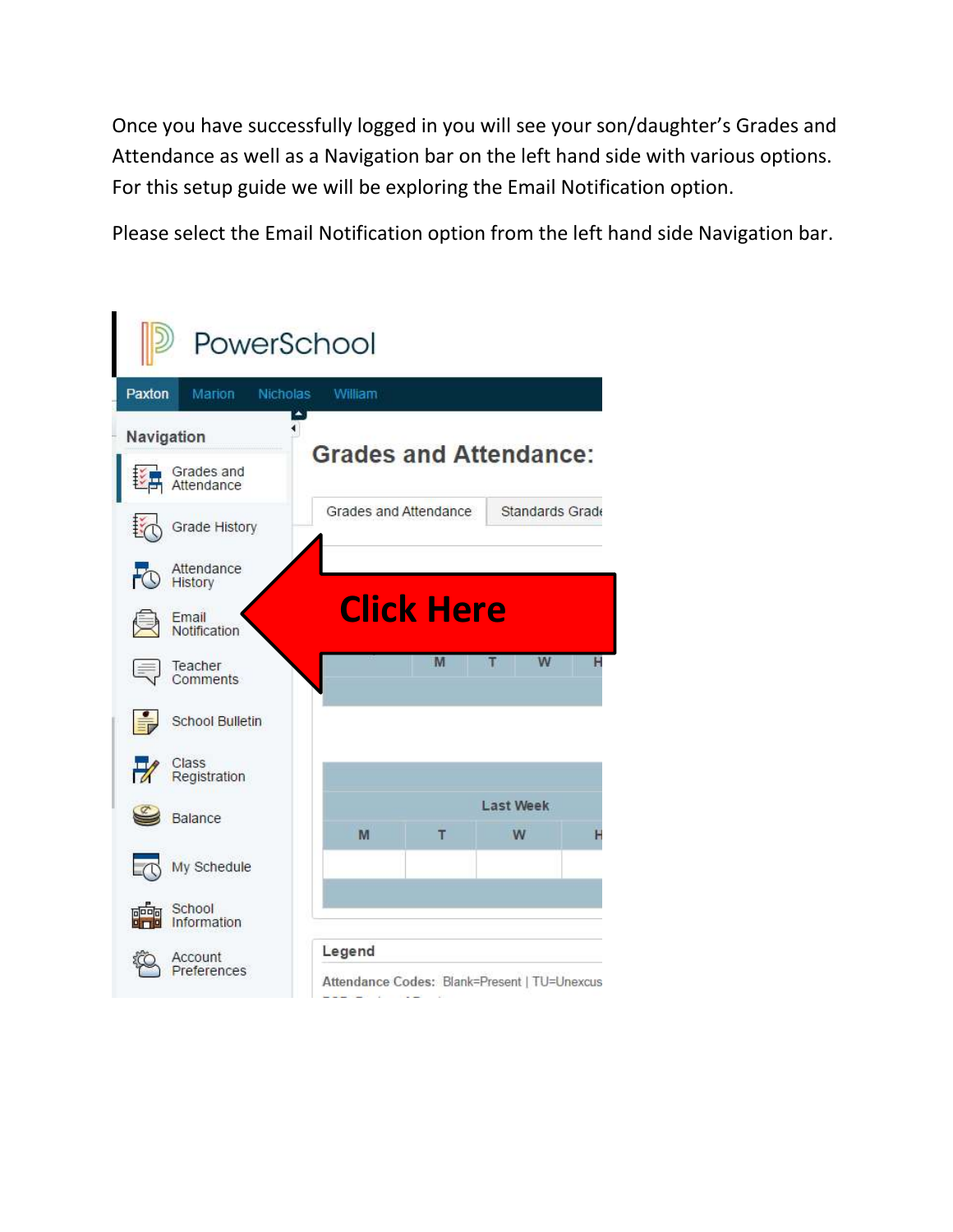Once you have successfully logged in you will see your son/daughter's Grades and Attendance as well as a Navigation bar on the left hand side with various options. For this setup guide we will be exploring the Email Notification option.

Please select the Email Notification option from the left hand side Navigation bar.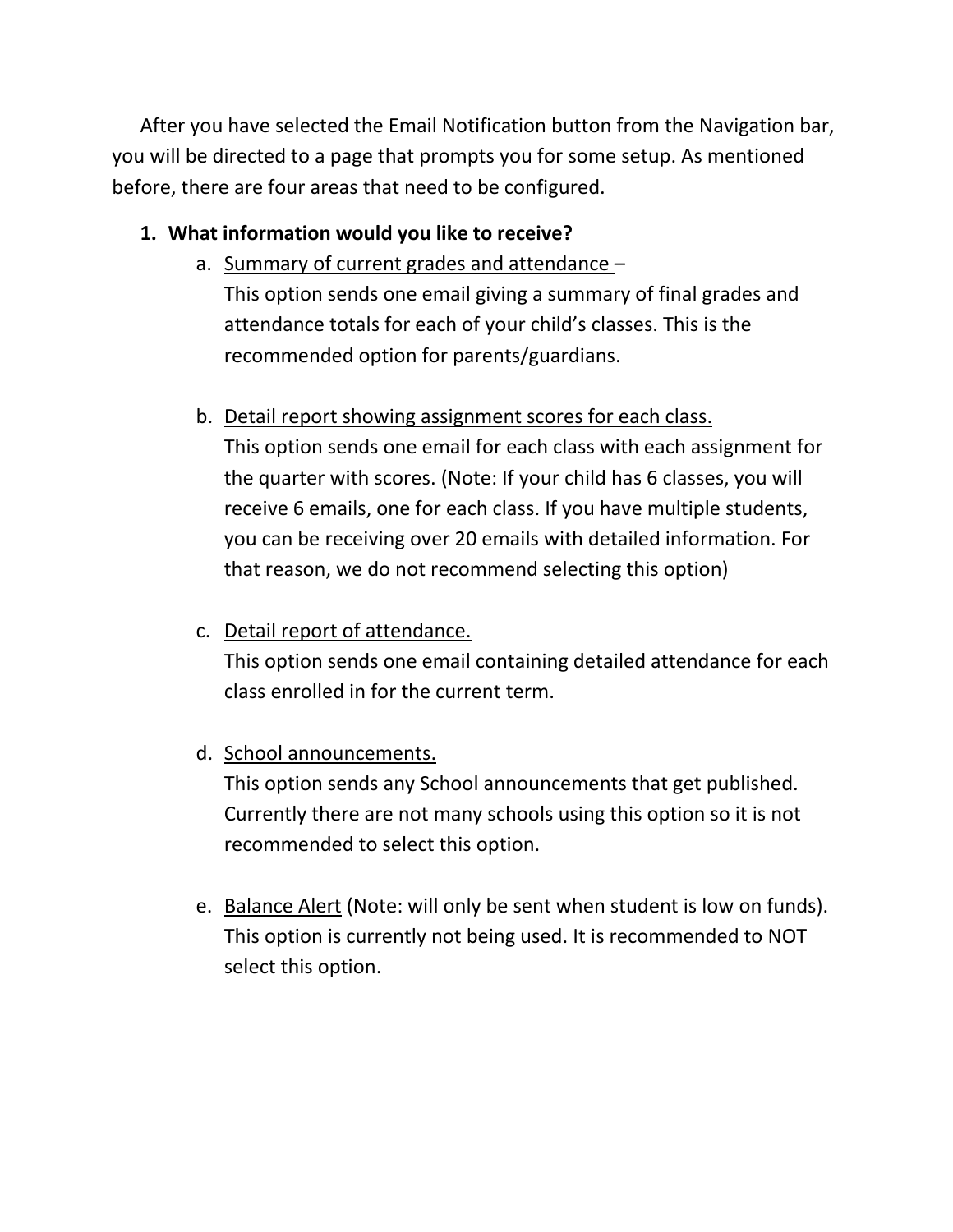After you have selected the Email Notification button from the Navigation bar, you will be directed to a page that prompts you for some setup. As mentioned before, there are four areas that need to be configured.

1. **What information would you like to receive?**
   a. <u>Summary of current grades and attendance</u> –
      This option sends one email giving a summary of final grades and attendance totals for each of your child's classes. This is the recommended option for parents/guardians.

   b. <u>Detail report showing assignment scores for each class.</u>
      This option sends one email for each class with each assignment for the quarter with scores. (Note: If your child has 6 classes, you will receive 6 emails, one for each class. If you have multiple students, you can be receiving over 20 emails with detailed information. For that reason, we do not recommend selecting this option)

   c. <u>Detail report of attendance.</u>
      This option sends one email containing detailed attendance for each class enrolled in for the current term.

   d. <u>School announcements.</u>
      This option sends any School announcements that get published. Currently there are not many schools using this option so it is not recommended to select this option.

   e. <u>Balance Alert</u> (Note: will only be sent when student is low on funds).
      This option is currently not being used. It is recommended to NOT select this option.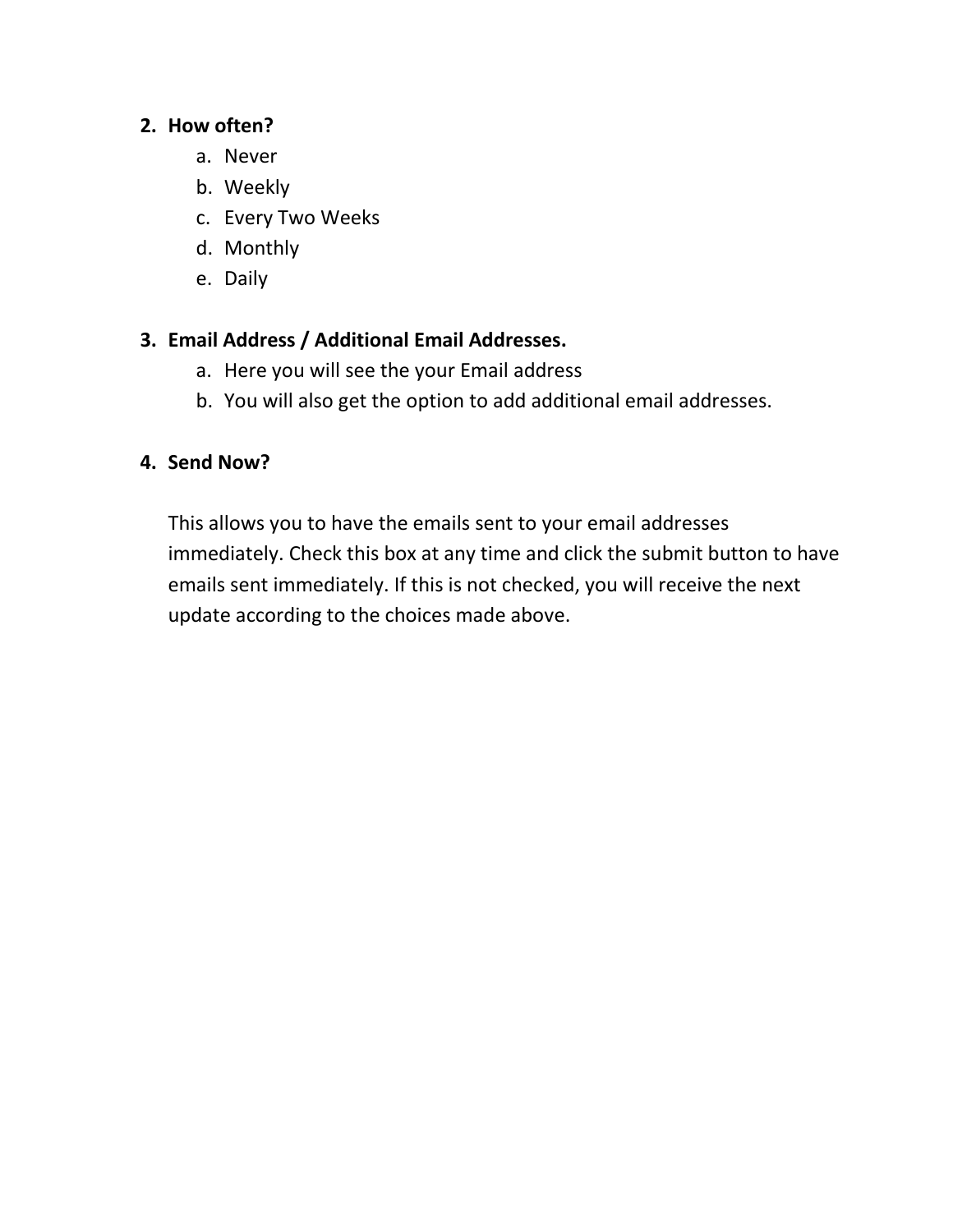2. **How often?**
    a. Never
    b. Weekly
    c. Every Two Weeks
    d. Monthly
    e. Daily

3. **Email Address / Additional Email Addresses.**
    a. Here you will see the your Email address
    b. You will also get the option to add additional email addresses.

4. **Send Now?**

    This allows you to have the emails sent to your email addresses immediately. Check this box at any time and click the submit button to have emails sent immediately. If this is not checked, you will receive the next update according to the choices made above.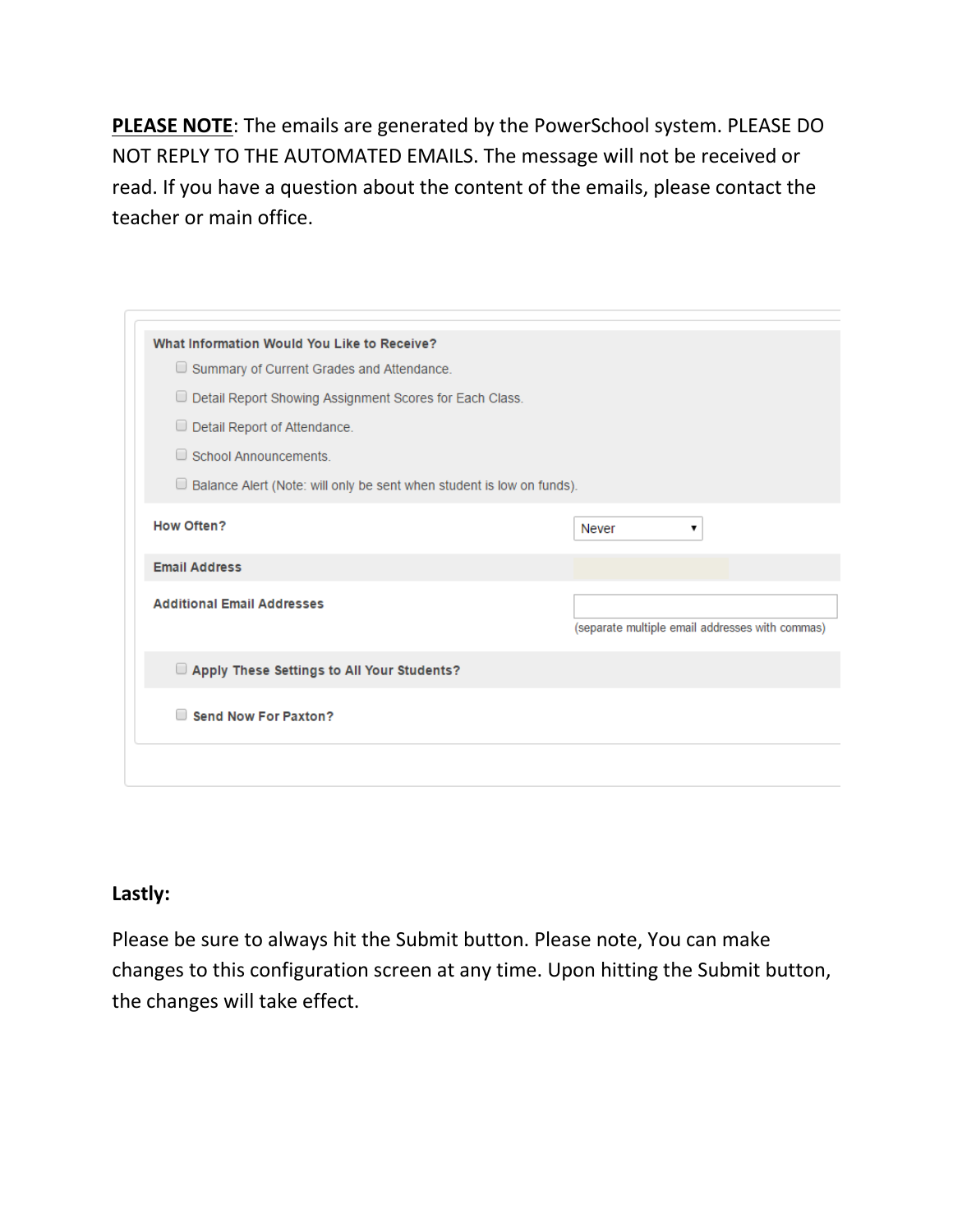**PLEASE NOTE**: The emails are generated by the PowerSchool system. PLEASE DO NOT REPLY TO THE AUTOMATED EMAILS. The message will not be received or read. If you have a question about the content of the emails, please contact the teacher or main office.

**What Information Would You Like to Receive?**

- ☐ Summary of Current Grades and Attendance.
- ☐ Detail Report Showing Assignment Scores for Each Class.
- ☐ Detail Report of Attendance.
- ☐ School Announcements.
- ☐ Balance Alert (Note: will only be sent when student is low on funds).

**How Often?** Never

**Email Address**

**Additional Email Addresses**

(separate multiple email addresses with commas)

- ☐ **Apply These Settings to All Your Students?**
- ☐ **Send Now For Paxton?**

**Lastly:**

Please be sure to always hit the Submit button. Please note, You can make changes to this configuration screen at any time. Upon hitting the Submit button, the changes will take effect.